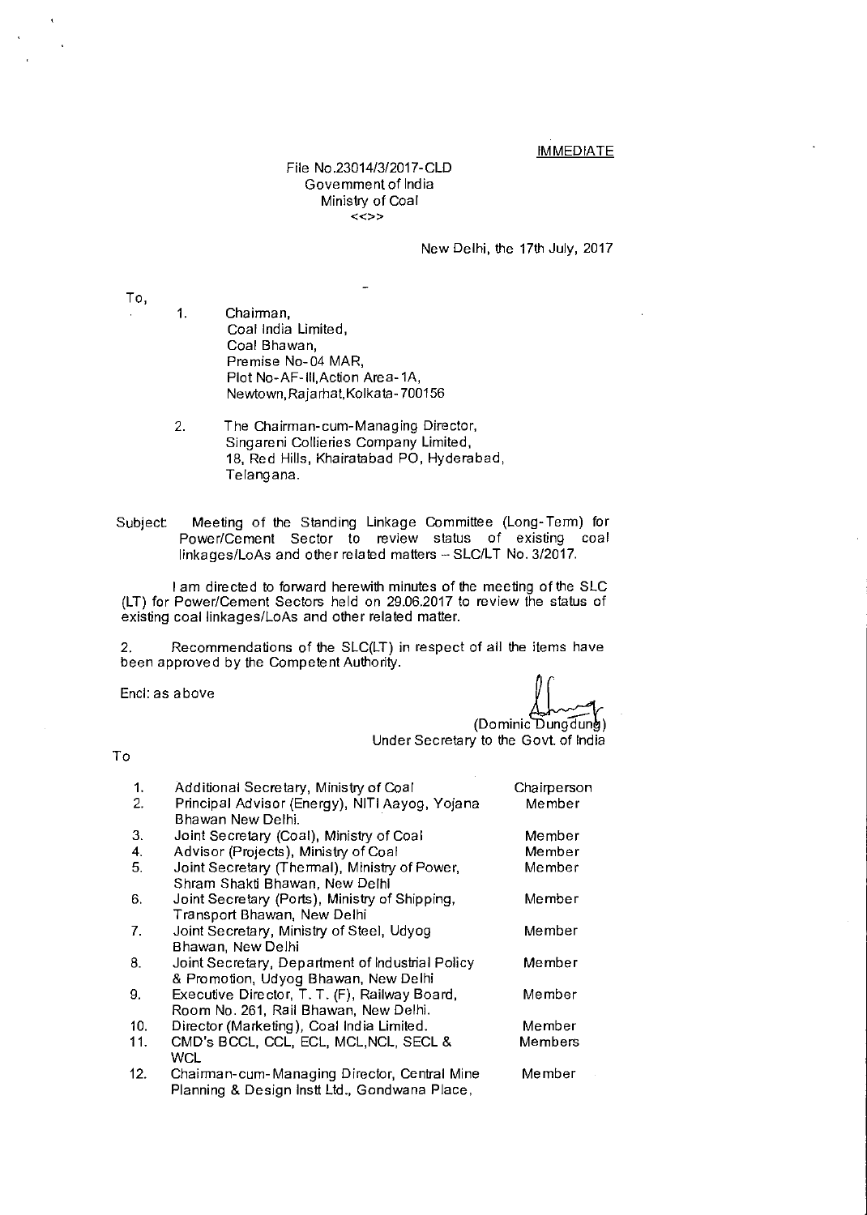IMMEDIATE

File No.23014/3/2017-CLD
Government of India
Ministry of Coal
<<>>

New Delhi, the 17th July, 2017

To,

1. Chairman,
   Coal India Limited,
   Coal Bhawan,
   Premise No-04 MAR,
   Plot No-AF-III,Action Area-1A,
   Newtown,Rajarhat,Kolkata-700156

2. The Chairman-cum-Managing Director,
   Singareni Collieries Company Limited,
   18, Red Hills, Khairatabad PO, Hyderabad,
   Telangana.

Subject: Meeting of the Standing Linkage Committee (Long-Term) for Power/Cement Sector to review status of existing coal linkages/LoAs and other related matters – SLC/LT No. 3/2017.

I am directed to forward herewith minutes of the meeting of the SLC (LT) for Power/Cement Sectors held on 29.06.2017 to review the status of existing coal linkages/LoAs and other related matter.

2. Recommendations of the SLC(LT) in respect of all the items have been approved by the Competent Authority.

Encl: as above

(Dominic Dungdung)
Under Secretary to the Govt. of India

To

| | | |
|---|---|---|
| 1. | Additional Secretary, Ministry of Coal | Chairperson |
| 2. | Principal Advisor (Energy), NITI Aayog, Yojana Bhawan New Delhi. | Member |
| 3. | Joint Secretary (Coal), Ministry of Coal | Member |
| 4. | Advisor (Projects), Ministry of Coal | Member |
| 5. | Joint Secretary (Thermal), Ministry of Power, Shram Shakti Bhawan, New Delhi | Member |
| 6. | Joint Secretary (Ports), Ministry of Shipping, Transport Bhawan, New Delhi | Member |
| 7. | Joint Secretary, Ministry of Steel, Udyog Bhawan, New Delhi | Member |
| 8. | Joint Secretary, Department of Industrial Policy & Promotion, Udyog Bhawan, New Delhi | Member |
| 9. | Executive Director, T. T. (F), Railway Board, Room No. 261, Rail Bhawan, New Delhi. | Member |
| 10. | Director (Marketing), Coal India Limited. | Member |
| 11. | CMD's BCCL, CCL, ECL, MCL,NCL, SECL & WCL | Members |
| 12. | Chairman-cum-Managing Director, Central Mine Planning & Design Instt Ltd., Gondwana Place, | Member |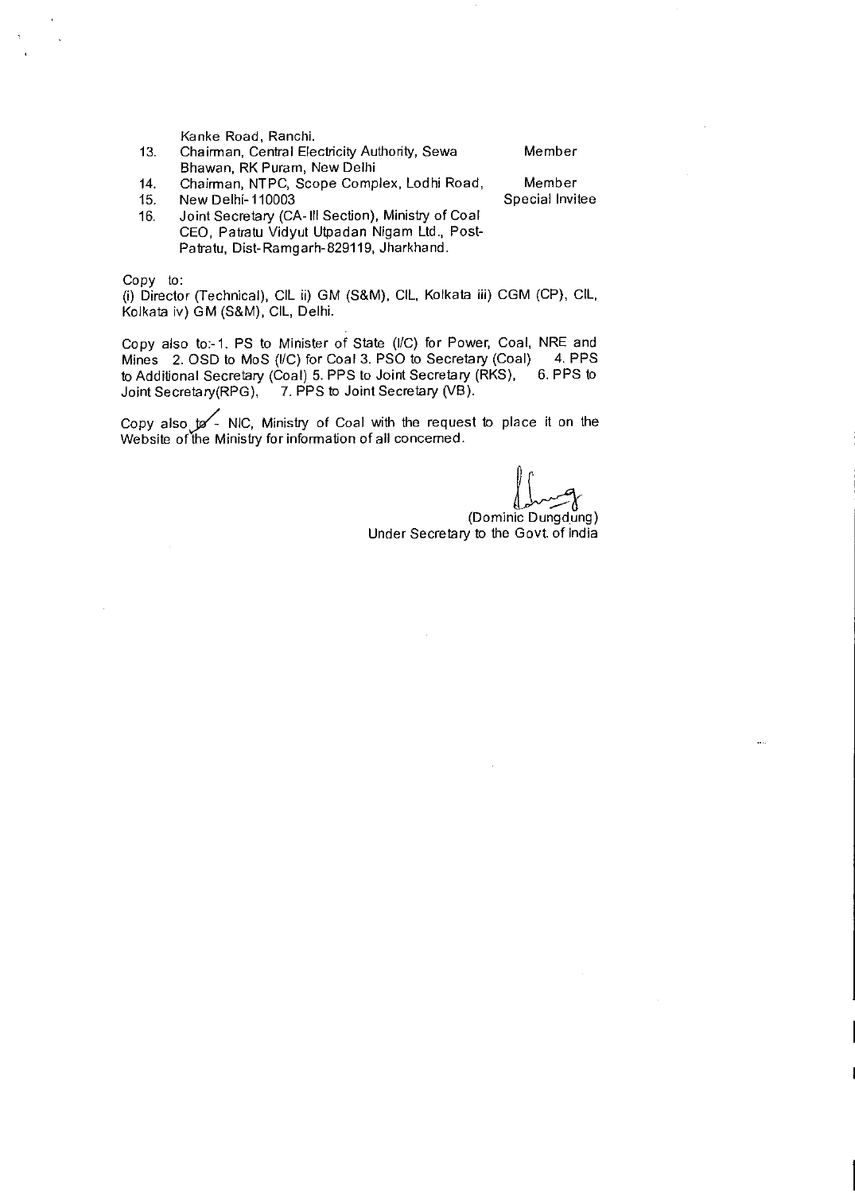Kanke Road, Ranchi.

13. Chairman, Central Electricity Authority, Sewa Bhawan, RK Puram, New Delhi — Member
14. Chairman, NTPC, Scope Complex, Lodhi Road, New Delhi-110003 — Member
15. Joint Secretary (CA-III Section), Ministry of Coal — Special Invitee
16. CEO, Patratu Vidyut Utpadan Nigam Ltd., Post-Patratu, Dist-Ramgarh-829119, Jharkhand.

Copy to:
(i) Director (Technical), CIL ii) GM (S&M), CIL, Kolkata iii) CGM (CP), CIL, Kolkata iv) GM (S&M), CIL, Delhi.

Copy also to:-1. PS to Minister of State (I/C) for Power, Coal, NRE and Mines 2. OSD to MoS (I/C) for Coal 3. PSO to Secretary (Coal) 4. PPS to Additional Secretary (Coal) 5. PPS to Joint Secretary (RKS), 6. PPS to Joint Secretary(RPG), 7. PPS to Joint Secretary (VB).

Copy also to - NIC, Ministry of Coal with the request to place it on the Website of the Ministry for information of all concerned.

(Dominic Dungdung)
Under Secretary to the Govt. of India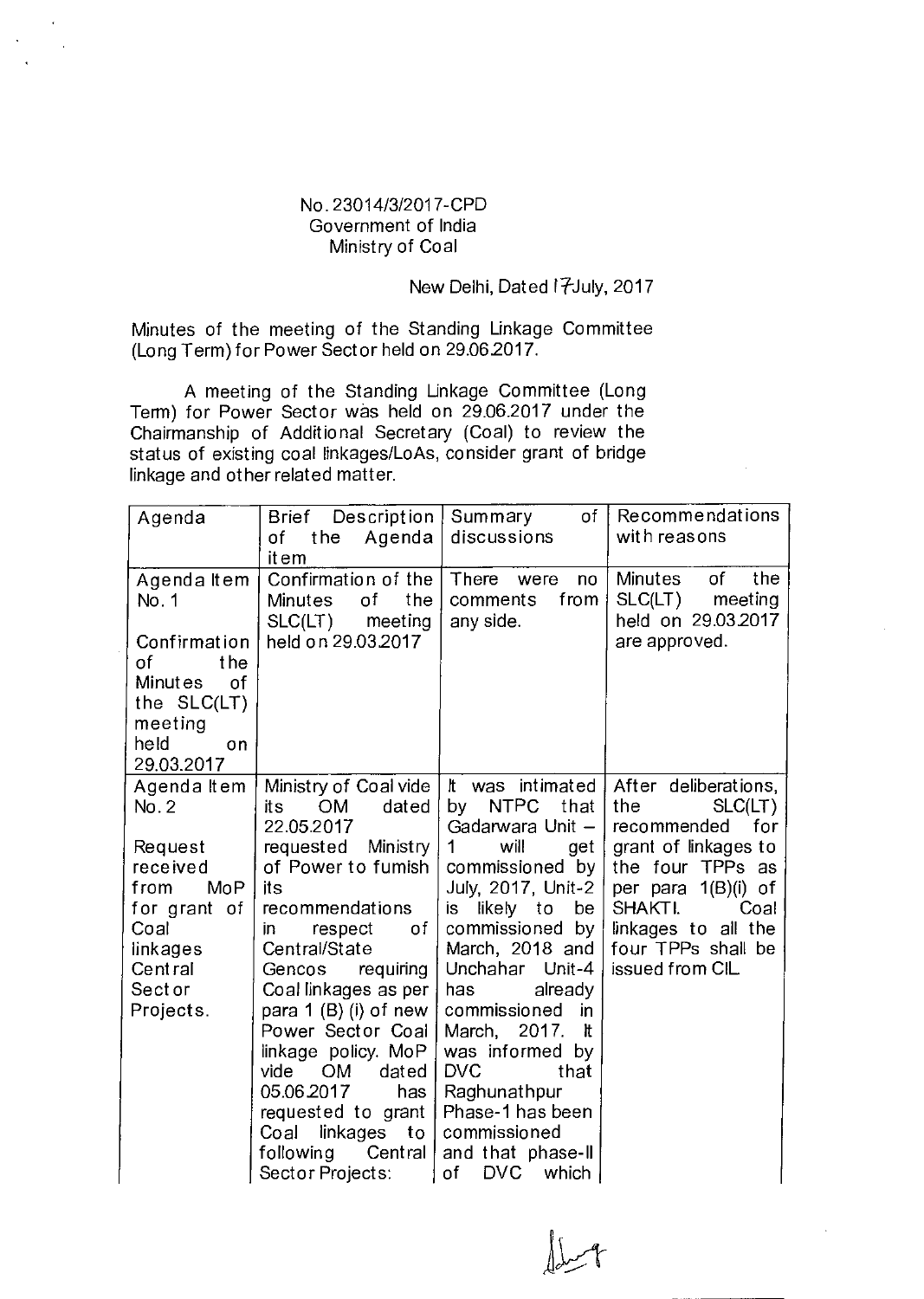No. 23014/3/2017-CPD
Government of India
Ministry of Coal

New Delhi, Dated 17July, 2017

Minutes of the meeting of the Standing Linkage Committee (Long Term) for Power Sector held on 29.06.2017.

A meeting of the Standing Linkage Committee (Long Term) for Power Sector was held on 29.06.2017 under the Chairmanship of Additional Secretary (Coal) to review the status of existing coal linkages/LoAs, consider grant of bridge linkage and other related matter.

| Agenda | Brief Description of the Agenda item | Summary of discussions | Recommendations with reasons |
|---|---|---|---|
| Agenda Item No. 1<br><br>Confirmation of the Minutes of the SLC(LT) meeting held on 29.03.2017 | Confirmation of the Minutes of the SLC(LT) meeting held on 29.03.2017 | There were no comments from any side. | Minutes of the SLC(LT) meeting held on 29.03.2017 are approved. |
| Agenda Item No. 2<br><br>Request received from MoP for grant of Coal linkages Central Sector Projects. | Ministry of Coal vide its OM dated 22.05.2017 requested Ministry of Power to furnish its recommendations in respect of Central/State Gencos requiring Coal linkages as per para 1 (B) (i) of new Power Sector Coal linkage policy. MoP vide OM dated 05.06.2017 has requested to grant Coal linkages to following Central Sector Projects: | It was intimated by NTPC that Gadarwara Unit – 1 will get commissioned by July, 2017, Unit-2 is likely to be commissioned by March, 2018 and Unchahar Unit-4 has already commissioned in March, 2017. It was informed by DVC that Raghunathpur Phase-1 has been commissioned and that phase-II of DVC which | After deliberations, the SLC(LT) recommended for grant of linkages to the four TPPs as per para 1(B)(i) of SHAKTI. Coal linkages to all the four TPPs shall be issued from CIL. |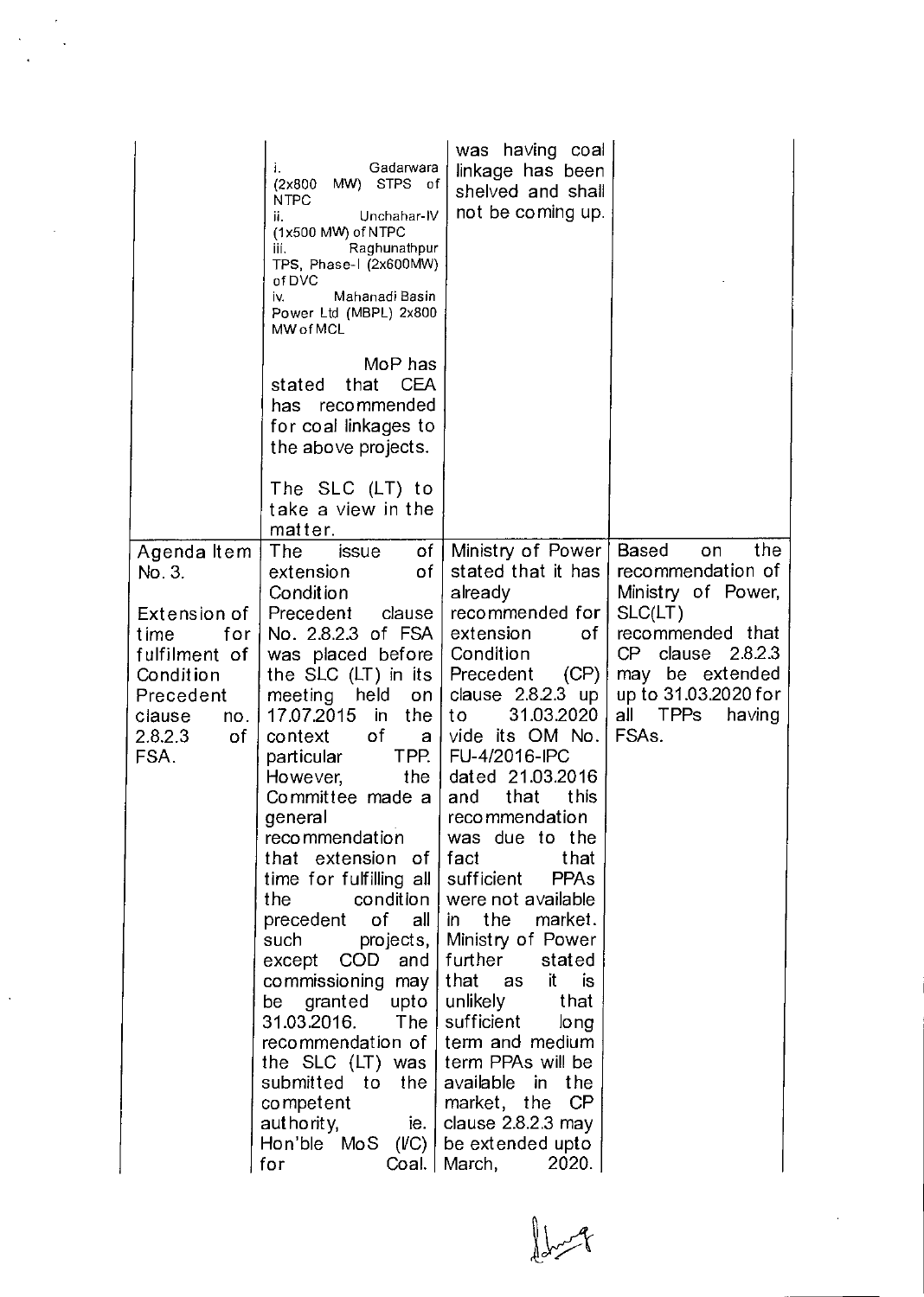| | | | |
|---|---|---|---|
| | i. Gadarwara (2x800 MW) STPS of NTPC<br>ii. Unchahar-IV (1x500 MW) of NTPC<br>iii. Raghunathpur TPS, Phase-I (2x600MW) of DVC<br>iv. Mahanadi Basin Power Ltd (MBPL) 2x800 MW of MCL<br><br>MoP has stated that CEA has recommended for coal linkages to the above projects.<br><br>The SLC (LT) to take a view in the matter. | was having coal linkage has been shelved and shall not be coming up. | |
| Agenda Item No. 3.<br><br>Extension of time for fulfilment of Condition Precedent clause no. 2.8.2.3 of FSA. | The issue of extension of Condition Precedent clause No. 2.8.2.3 of FSA was placed before the SLC (LT) in its meeting held on 17.07.2015 in the context of a particular TPP. However, the Committee made a general recommendation that extension of time for fulfilling all the condition precedent of all such projects, except COD and commissioning may be granted upto 31.03.2016. The recommendation of the SLC (LT) was submitted to the competent authority, ie. Hon'ble MoS (I/C) for Coal. | Ministry of Power stated that it has already recommended for extension of Condition Precedent (CP) clause 2.8.2.3 up to 31.03.2020 vide its OM No. FU-4/2016-IPC dated 21.03.2016 and that this recommendation was due to the fact that sufficient PPAs were not available in the market. Ministry of Power further stated that as it is unlikely that sufficient long term and medium term PPAs will be available in the market, the CP clause 2.8.2.3 may be extended upto March, 2020. | Based on the recommendation of Ministry of Power, SLC(LT) recommended that CP clause 2.8.2.3 may be extended up to 31.03.2020 for all TPPs having FSAs. |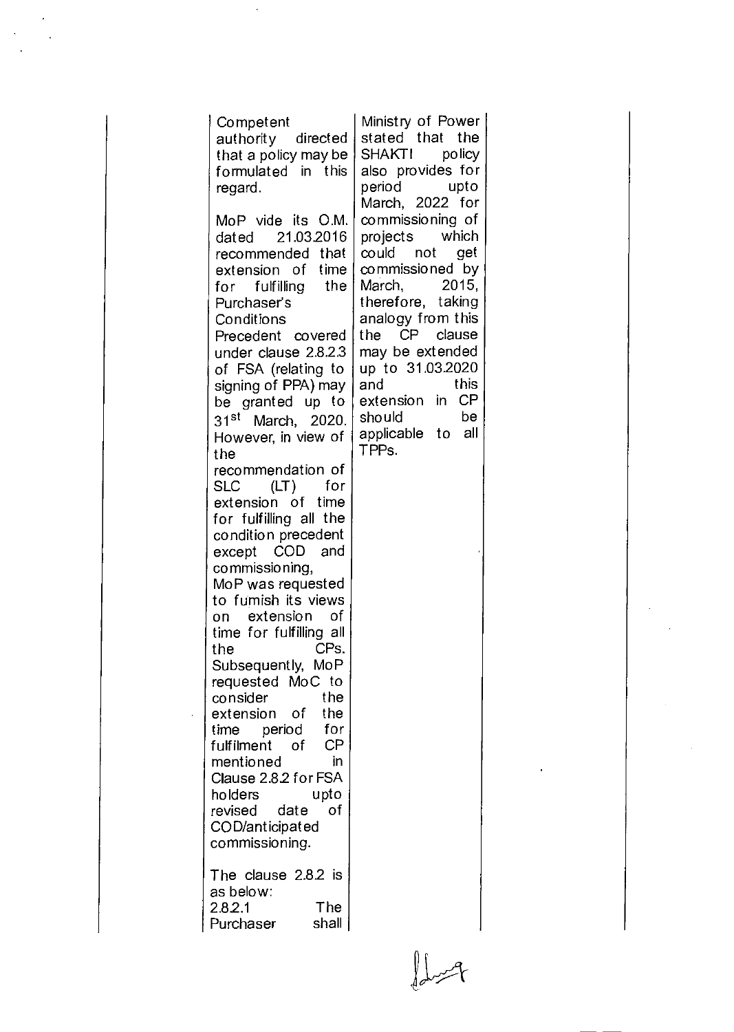| | | | |
|---|---|---|---|
| | Competent authority directed that a policy may be formulated in this regard.<br><br>MoP vide its O.M. dated 21.03.2016 recommended that extension of time for fulfilling the Purchaser's Conditions Precedent covered under clause 2.8.2.3 of FSA (relating to signing of PPA) may be granted up to 31st March, 2020. However, in view of the recommendation of SLC (LT) for extension of time for fulfilling all the condition precedent except COD and commissioning, MoP was requested to furnish its views on extension of time for fulfilling all the CPs. Subsequently, MoP requested MoC to consider the extension of the time period for fulfilment of CP mentioned in Clause 2.8.2 for FSA holders upto revised date of COD/anticipated commissioning.<br><br>The clause 2.8.2 is as below:<br>2.8.2.1 The Purchaser shall | Ministry of Power stated that the SHAKTI policy also provides for period upto March, 2022 for commissioning of projects which could not get commissioned by March, 2015, therefore, taking analogy from this the CP clause may be extended up to 31.03.2020 and this extension in CP should be applicable to all TPPs. | |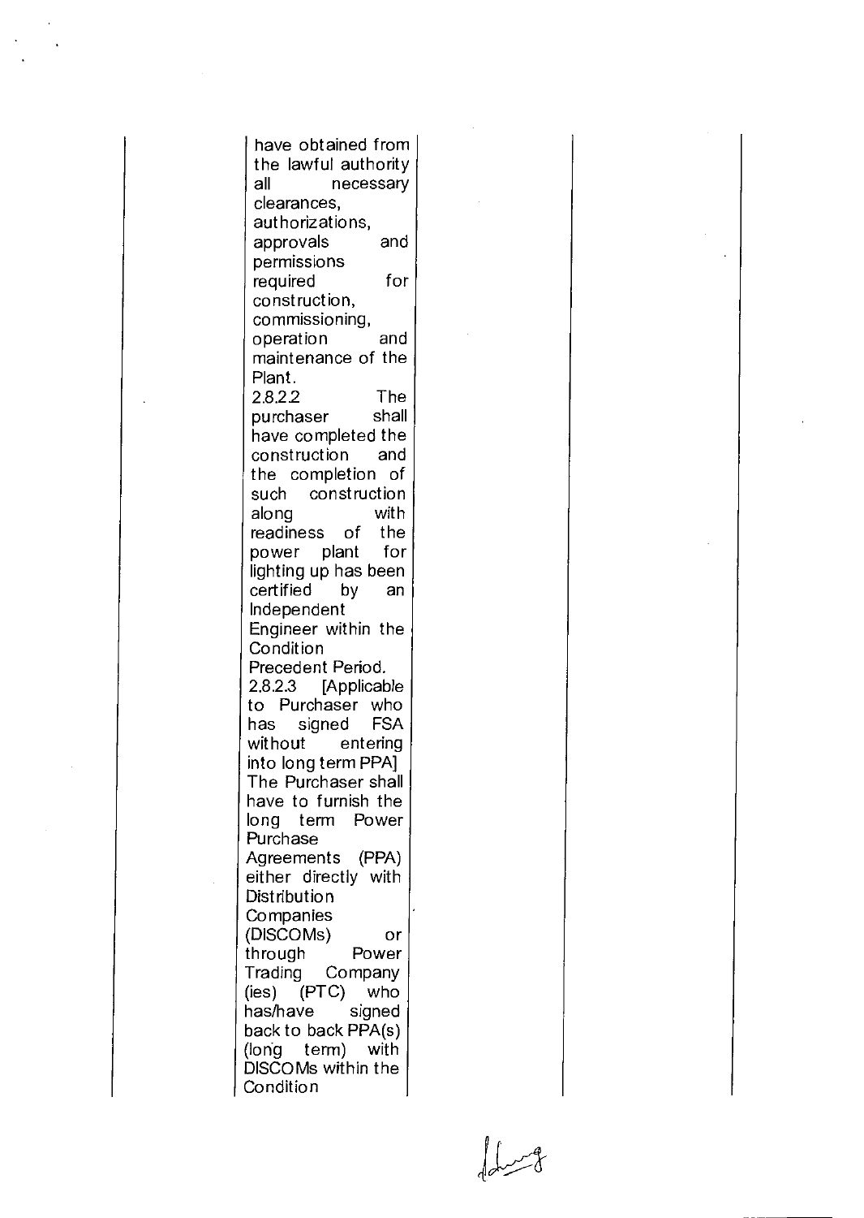| | | | |
|---|---|---|---|
| | have obtained from the lawful authority all necessary clearances, authorizations, approvals and permissions required for construction, commissioning, operation and maintenance of the Plant.<br>2.8.2.2 The purchaser shall have completed the construction and the completion of such construction along with readiness of the power plant for lighting up has been certified by an Independent Engineer within the Condition Precedent Period.<br>2.8.2.3 [Applicable to Purchaser who has signed FSA without entering into long term PPA] The Purchaser shall have to furnish the long term Power Purchase Agreements (PPA) either directly with Distribution Companies (DISCOMs) or through Power Trading Company (ies) (PTC) who has/have signed back to back PPA(s) (long term) with DISCOMs within the Condition | | |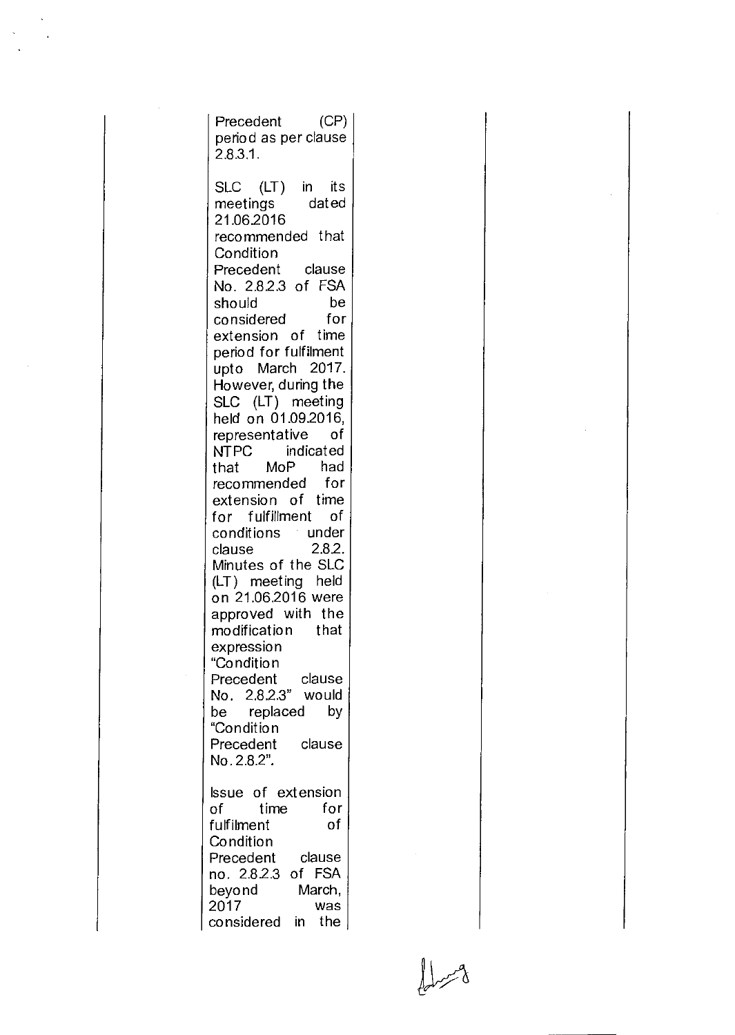|  | Precedent (CP) period as per clause 2.8.3.1.<br><br>SLC (LT) in its meetings dated 21.06.2016 recommended that Condition Precedent clause No. 2.8.2.3 of FSA should be considered for extension of time period for fulfilment upto March 2017. However, during the SLC (LT) meeting held on 01.09.2016, representative of NTPC indicated that MoP had recommended for extension of time for fulfillment of conditions under clause 2.8.2. Minutes of the SLC (LT) meeting held on 21.06.2016 were approved with the modification that expression "Condition Precedent clause No. 2.8.2.3" would be replaced by "Condition Precedent clause No. 2.8.2".<br><br>Issue of extension of time for fulfilment of Condition Precedent clause no. 2.8.2.3 of FSA beyond March, 2017 was considered in the |  |  |
|---|---|---|---|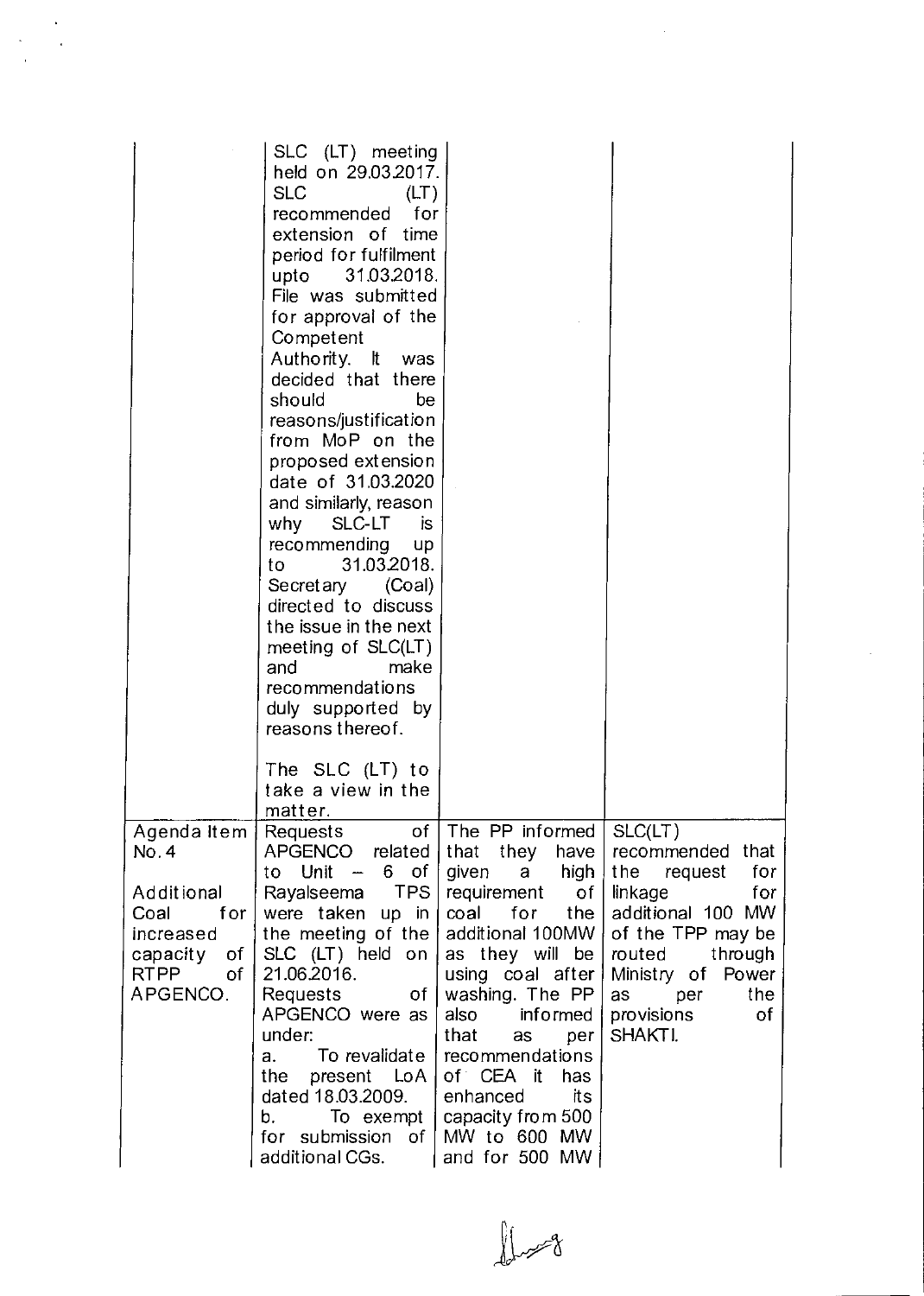| | | | |
|---|---|---|---|
| | SLC (LT) meeting held on 29.03.2017. SLC (LT) recommended for extension of time period for fulfilment upto 31.03.2018. File was submitted for approval of the Competent Authority. It was decided that there should be reasons/justification from MoP on the proposed extension date of 31.03.2020 and similarly, reason why SLC-LT is recommending up to 31.03.2018. Secretary (Coal) directed to discuss the issue in the next meeting of SLC(LT) and make recommendations duly supported by reasons thereof.<br><br>The SLC (LT) to take a view in the matter. | | |
| Agenda Item No. 4<br><br>Additional Coal for increased capacity of RTPP of APGENCO. | Requests of APGENCO related to Unit – 6 of Rayalseema TPS were taken up in the meeting of the SLC (LT) held on 21.06.2016. Requests of APGENCO were as under:<br>a. To revalidate the present LoA dated 18.03.2009.<br>b. To exempt for submission of additional CGs. | The PP informed that they have given a high requirement of coal for the additional 100MW as they will be using coal after washing. The PP also informed that as per recommendations of CEA it has enhanced its capacity from 500 MW to 600 MW and for 500 MW | SLC(LT) recommended that the request for linkage for additional 100 MW of the TPP may be routed through Ministry of Power as per the provisions of SHAKTI. |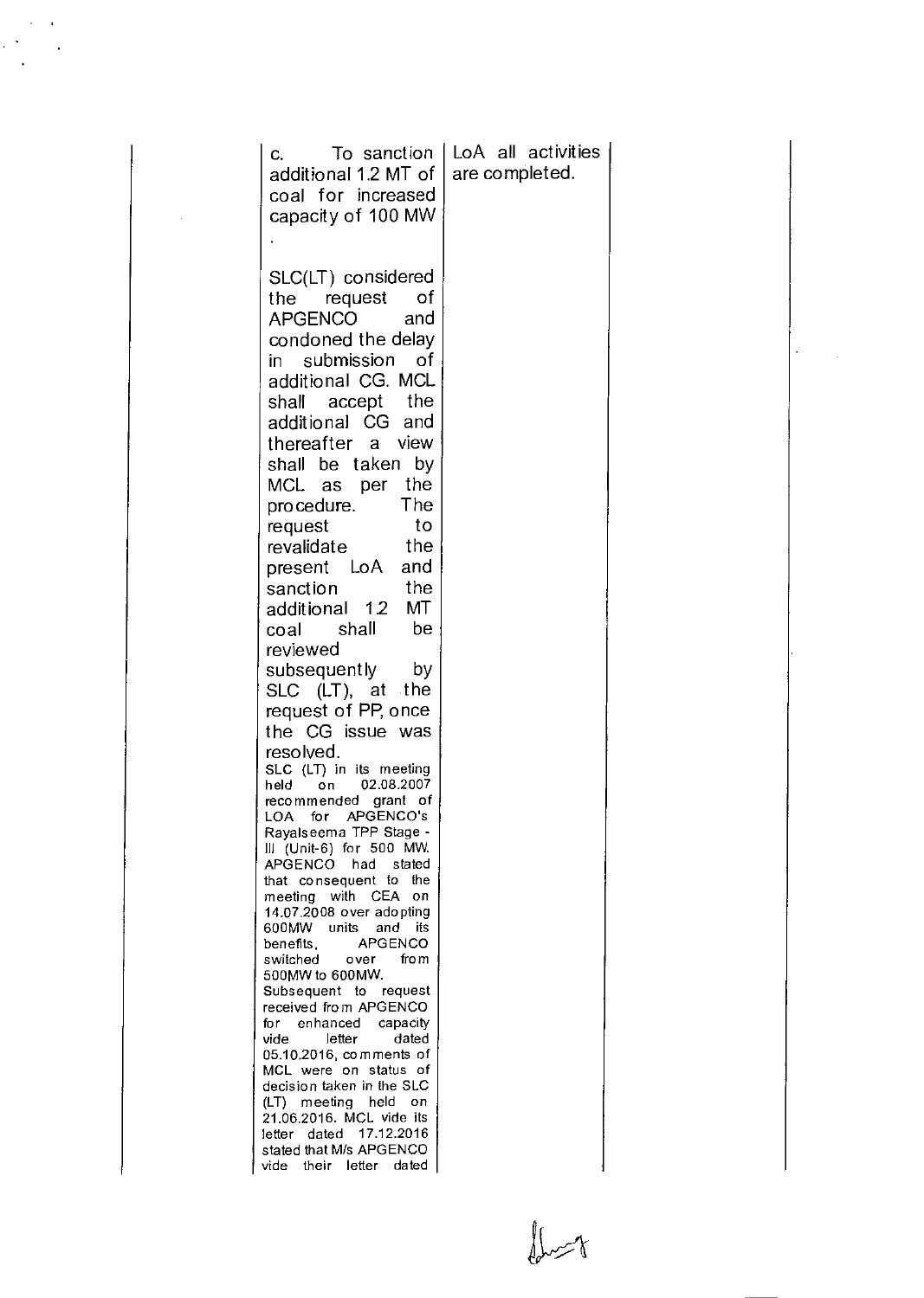|  | c. To sanction additional 1.2 MT of coal for increased capacity of 100 MW<br><br>.<br><br>SLC(LT) considered the request of APGENCO and condoned the delay in submission of additional CG. MCL shall accept the additional CG and thereafter a view shall be taken by MCL as per the procedure. The request to revalidate the present LoA and sanction the additional 1.2 MT coal shall be reviewed subsequently by SLC (LT), at the request of PP, once the CG issue was resolved.<br>SLC (LT) in its meeting held on 02.08.2007 recommended grant of LOA for APGENCO's Rayalseema TPP Stage - III (Unit-6) for 500 MW. APGENCO had stated that consequent to the meeting with CEA on 14.07.2008 over adopting 600MW units and its benefits, APGENCO switched over from 500MW to 600MW.<br>Subsequent to request received from APGENCO for enhanced capacity vide letter dated 05.10.2016, comments of MCL were on status of decision taken in the SLC (LT) meeting held on 21.06.2016. MCL vide its letter dated 17.12.2016 stated that M/s APGENCO vide their letter dated | LoA all activities are completed. |  |
|---|---|---|---|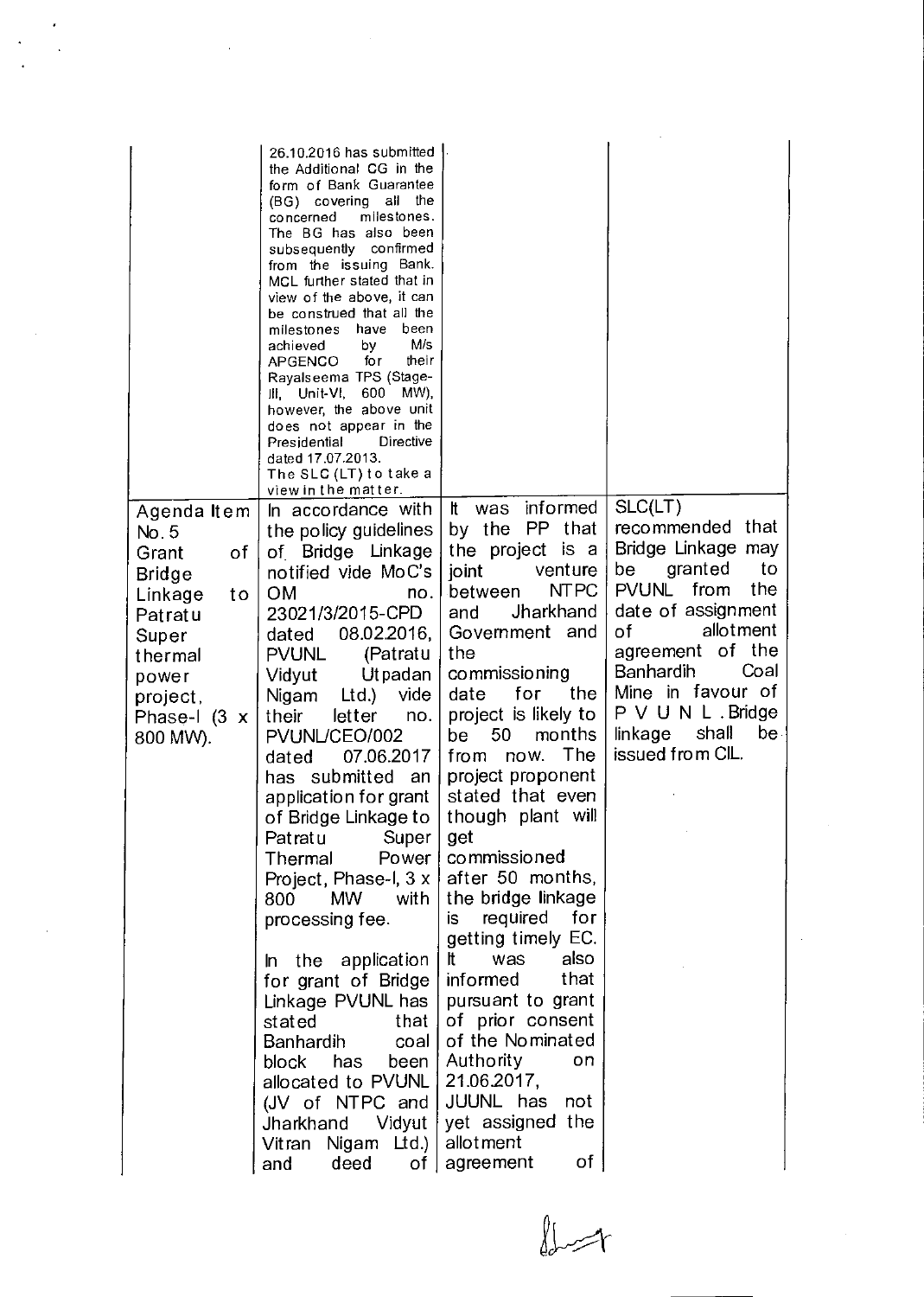| | | | |
|---|---|---|---|
| | 26.10.2016 has submitted the Additional CG in the form of Bank Guarantee (BG) covering all the concerned milestones. The BG has also been subsequently confirmed from the issuing Bank. MCL further stated that in view of the above, it can be construed that all the milestones have been achieved by M/s APGENCO for their Rayalseema TPS (Stage-III, Unit-VI, 600 MW), however, the above unit does not appear in the Presidential Directive dated 17.07.2013. The SLC (LT) to take a view in the matter. | | |
| Agenda Item No. 5 Grant of Bridge Linkage to Patratu Super thermal power project, Phase-I (3 x 800 MW). | In accordance with the policy guidelines of Bridge Linkage notified vide MoC's OM no. 23021/3/2015-CPD dated 08.02.2016, PVUNL (Patratu Vidyut Utpadan Nigam Ltd.) vide their letter no. PVUNL/CEO/002 dated 07.06.2017 has submitted an application for grant of Bridge Linkage to Patratu Super Thermal Power Project, Phase-I, 3 x 800 MW with processing fee.<br><br>In the application for grant of Bridge Linkage PVUNL has stated that Banhardih coal block has been allocated to PVUNL (JV of NTPC and Jharkhand Vidyut Vitran Nigam Ltd.) and deed of | It was informed by the PP that the project is a joint venture between NTPC and Jharkhand Government and the commissioning date for the project is likely to be 50 months from now. The project proponent stated that even though plant will get commissioned after 50 months, the bridge linkage is required for getting timely EC. It was also informed that pursuant to grant of prior consent of the Nominated Authority on 21.06.2017, JUUNL has not yet assigned the allotment agreement of | SLC(LT) recommended that Bridge Linkage may be granted to PVUNL from the date of assignment of allotment agreement of the Banhardih Coal Mine in favour of P V U N L. Bridge linkage shall be issued from CIL. |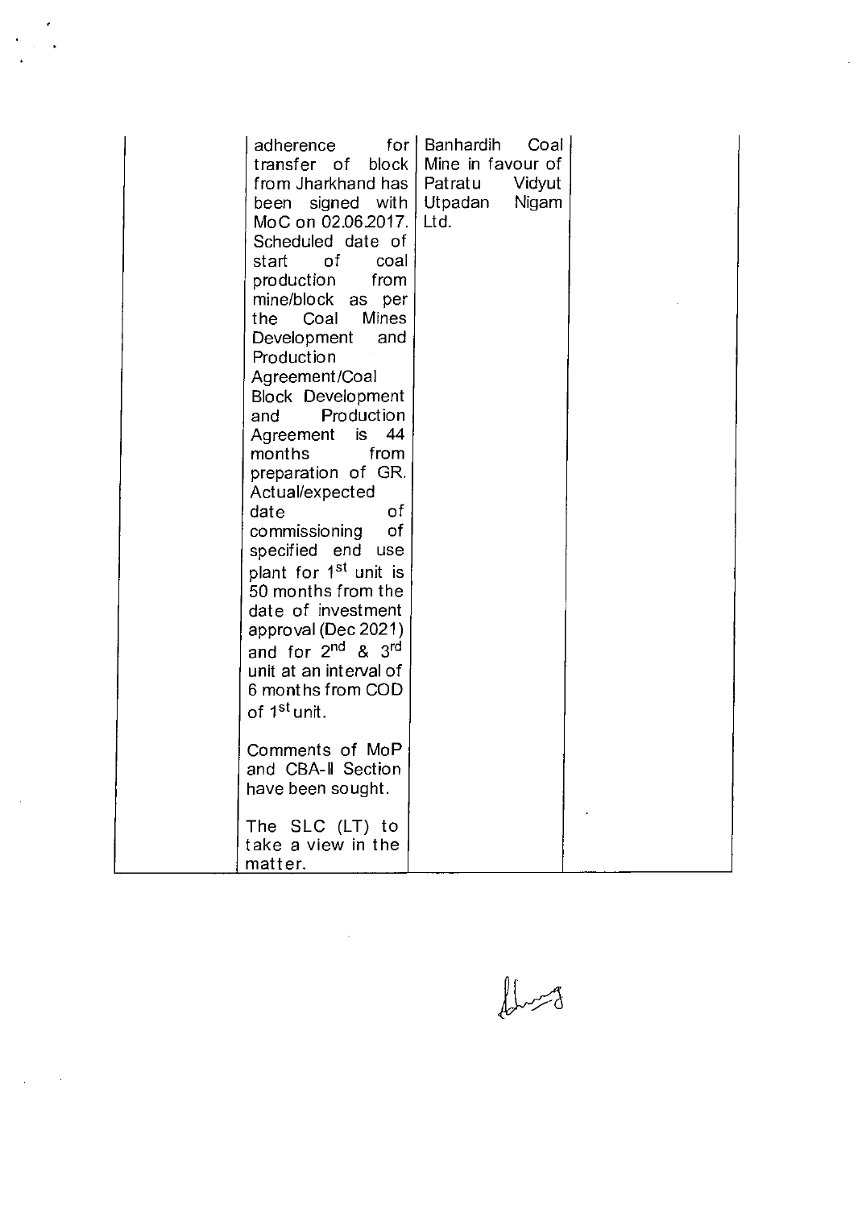| | | | |
|---|---|---|---|
| | adherence for transfer of block from Jharkhand has been signed with MoC on 02.06.2017. Scheduled date of start of coal production from mine/block as per the Coal Mines Development and Production Agreement/Coal Block Development and Production Agreement is 44 months from preparation of GR. Actual/expected date of commissioning of specified end use plant for 1st unit is 50 months from the date of investment approval (Dec 2021) and for 2nd & 3rd unit at an interval of 6 months from COD of 1st unit.<br><br>Comments of MoP and CBA-II Section have been sought.<br><br>The SLC (LT) to take a view in the matter. | Banhardih Coal Mine in favour of Patratu Vidyut Utpadan Nigam Ltd. | |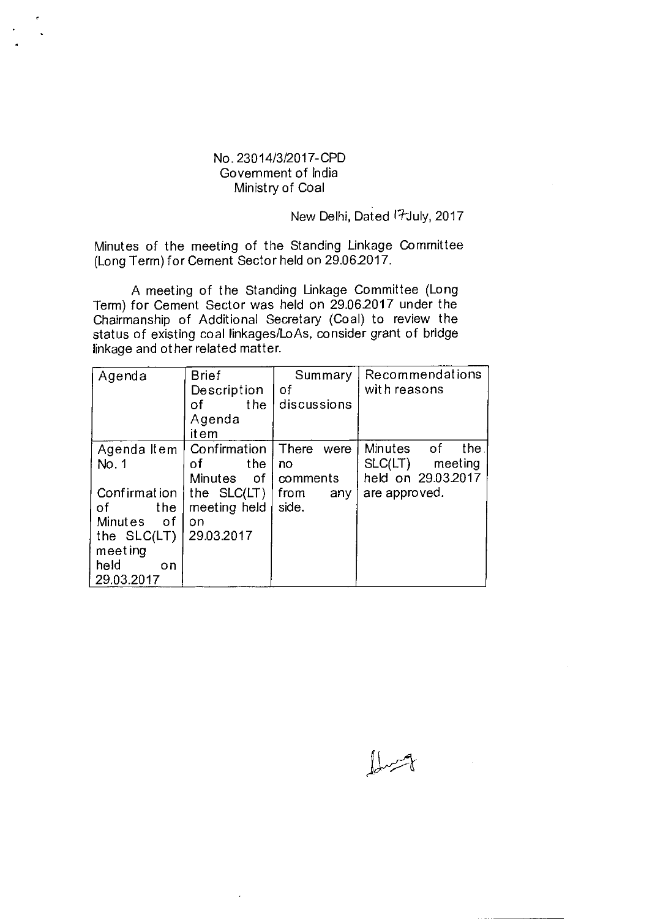No. 23014/3/2017-CPD
Government of India
Ministry of Coal

New Delhi, Dated 17July, 2017

Minutes of the meeting of the Standing Linkage Committee (Long Term) for Cement Sector held on 29.06.2017.

A meeting of the Standing Linkage Committee (Long Term) for Cement Sector was held on 29.06.2017 under the Chairmanship of Additional Secretary (Coal) to review the status of existing coal linkages/LoAs, consider grant of bridge linkage and other related matter.

| Agenda | Brief Description of the Agenda item | Summary of discussions | Recommendations with reasons |
|---|---|---|---|
| Agenda Item No. 1<br><br>Confirmation of the Minutes of the SLC(LT) meeting held on 29.03.2017 | Confirmation of the Minutes of the SLC(LT) meeting held on 29.03.2017 | There were no comments from any side. | Minutes of the SLC(LT) meeting held on 29.03.2017 are approved. |